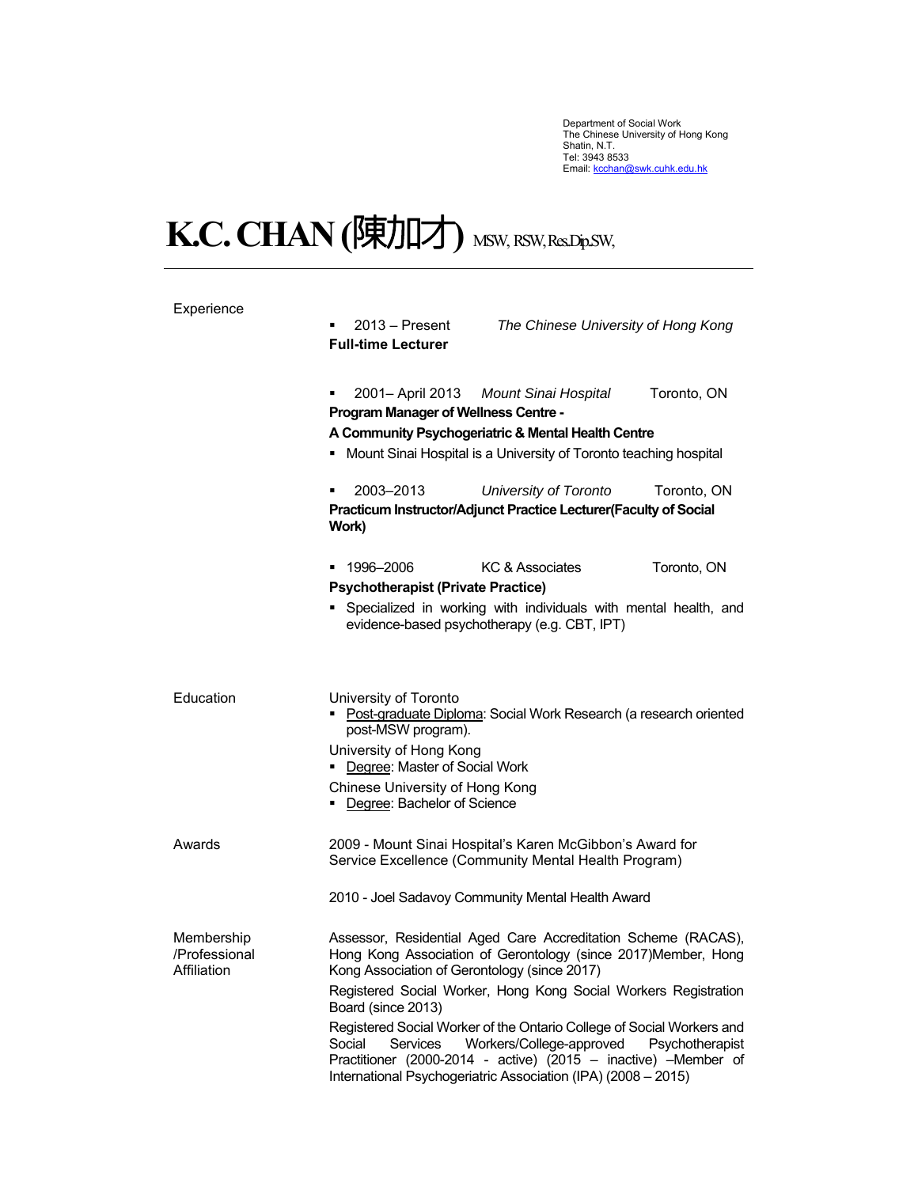Department of Social Work
The Chinese University of Hong Kong
Shatin, N.T.
Tel: 3943 8533
Email: kcchan@swk.cuhk.edu.hk

# K.C. CHAN (陳加才) MSW, RSW, Res.Dip.SW,

---

## Experience

- 2013 – Present *The Chinese University of Hong Kong*
  **Full-time Lecturer**

- 2001– April 2013 *Mount Sinai Hospital* Toronto, ON
  **Program Manager of Wellness Centre -**
  **A Community Psychogeriatric & Mental Health Centre**
  - Mount Sinai Hospital is a University of Toronto teaching hospital

- 2003–2013 *University of Toronto* Toronto, ON
  **Practicum Instructor/Adjunct Practice Lecturer(Faculty of Social Work)**

- 1996–2006 KC & Associates Toronto, ON
  **Psychotherapist (Private Practice)**
  - Specialized in working with individuals with mental health, and evidence-based psychotherapy (e.g. CBT, IPT)

## Education

University of Toronto
- Post-graduate Diploma: Social Work Research (a research oriented post-MSW program).

University of Hong Kong
- Degree: Master of Social Work

Chinese University of Hong Kong
- Degree: Bachelor of Science

## Awards

2009 - Mount Sinai Hospital's Karen McGibbon's Award for Service Excellence (Community Mental Health Program)

2010 - Joel Sadavoy Community Mental Health Award

## Membership /Professional Affiliation

Assessor, Residential Aged Care Accreditation Scheme (RACAS), Hong Kong Association of Gerontology (since 2017)Member, Hong Kong Association of Gerontology (since 2017)

Registered Social Worker, Hong Kong Social Workers Registration Board (since 2013)

Registered Social Worker of the Ontario College of Social Workers and Social Services Workers/College-approved Psychotherapist Practitioner (2000-2014 - active) (2015 – inactive) –Member of International Psychogeriatric Association (IPA) (2008 – 2015)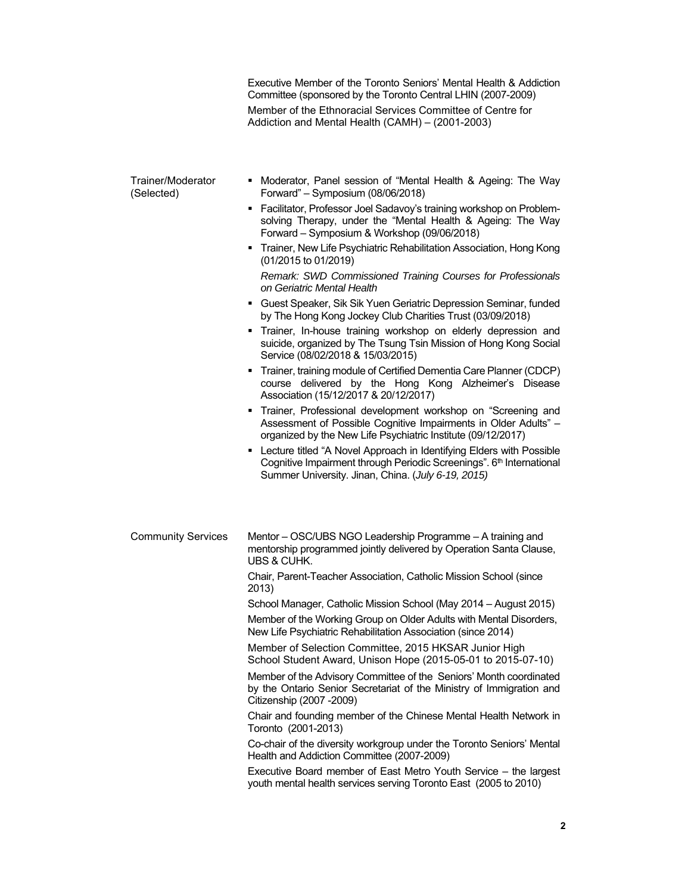Executive Member of the Toronto Seniors' Mental Health & Addiction Committee (sponsored by the Toronto Central LHIN (2007-2009)

Member of the Ethnoracial Services Committee of Centre for Addiction and Mental Health (CAMH) – (2001-2003)

**Trainer/Moderator (Selected)**

- Moderator, Panel session of "Mental Health & Ageing: The Way Forward" – Symposium (08/06/2018)
- Facilitator, Professor Joel Sadavoy's training workshop on Problem-solving Therapy, under the "Mental Health & Ageing: The Way Forward – Symposium & Workshop (09/06/2018)
- Trainer, New Life Psychiatric Rehabilitation Association, Hong Kong (01/2015 to 01/2019)

  *Remark: SWD Commissioned Training Courses for Professionals on Geriatric Mental Health*
- Guest Speaker, Sik Sik Yuen Geriatric Depression Seminar, funded by The Hong Kong Jockey Club Charities Trust (03/09/2018)
- Trainer, In-house training workshop on elderly depression and suicide, organized by The Tsung Tsin Mission of Hong Kong Social Service (08/02/2018 & 15/03/2015)
- Trainer, training module of Certified Dementia Care Planner (CDCP) course delivered by the Hong Kong Alzheimer's Disease Association (15/12/2017 & 20/12/2017)
- Trainer, Professional development workshop on "Screening and Assessment of Possible Cognitive Impairments in Older Adults" – organized by the New Life Psychiatric Institute (09/12/2017)
- Lecture titled "A Novel Approach in Identifying Elders with Possible Cognitive Impairment through Periodic Screenings". 6th International Summer University. Jinan, China. (*July 6-19, 2015)*

**Community Services**

Mentor – OSC/UBS NGO Leadership Programme – A training and mentorship programmed jointly delivered by Operation Santa Clause, UBS & CUHK.

Chair, Parent-Teacher Association, Catholic Mission School (since 2013)

School Manager, Catholic Mission School (May 2014 – August 2015)

Member of the Working Group on Older Adults with Mental Disorders, New Life Psychiatric Rehabilitation Association (since 2014)

Member of Selection Committee, 2015 HKSAR Junior High School Student Award, Unison Hope (2015-05-01 to 2015-07-10)

Member of the Advisory Committee of the Seniors' Month coordinated by the Ontario Senior Secretariat of the Ministry of Immigration and Citizenship (2007 -2009)

Chair and founding member of the Chinese Mental Health Network in Toronto (2001-2013)

Co-chair of the diversity workgroup under the Toronto Seniors' Mental Health and Addiction Committee (2007-2009)

Executive Board member of East Metro Youth Service – the largest youth mental health services serving Toronto East (2005 to 2010)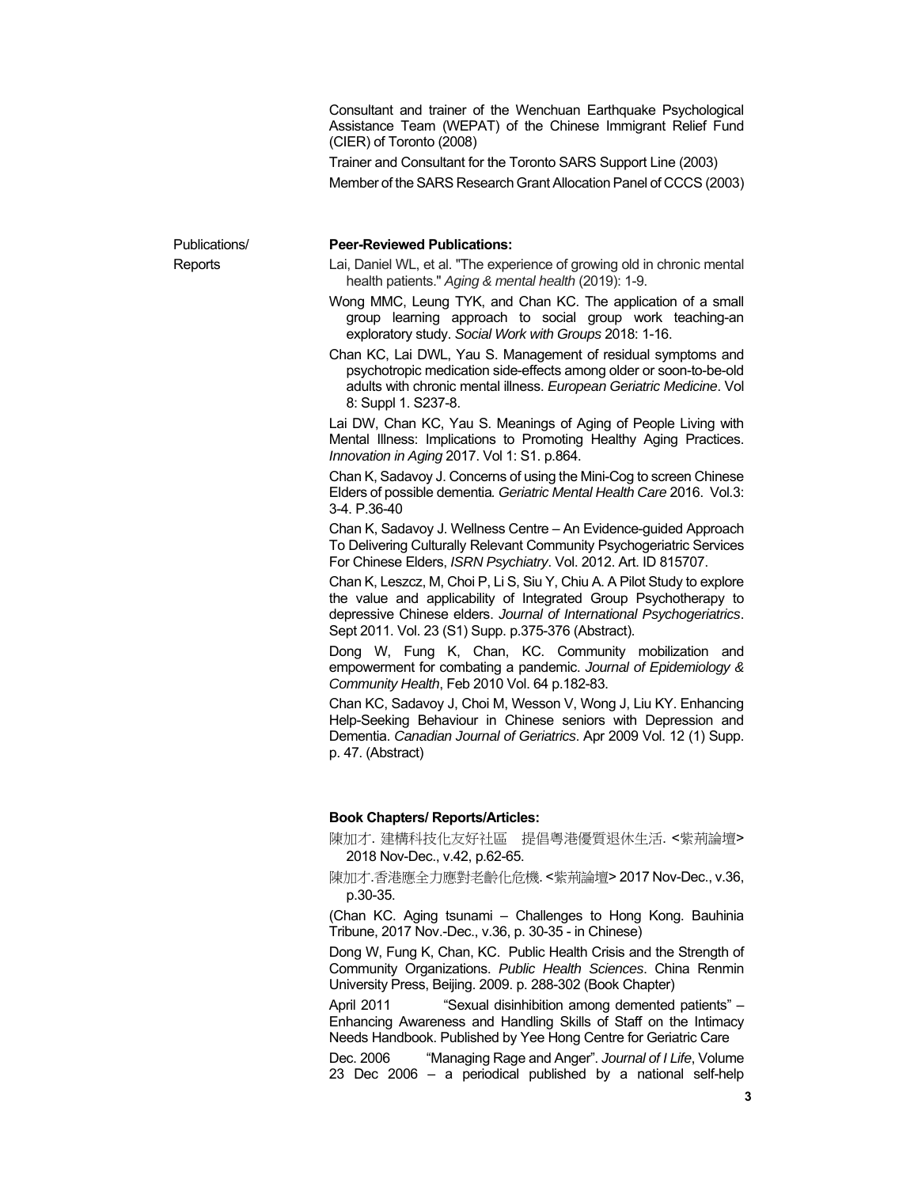Consultant and trainer of the Wenchuan Earthquake Psychological Assistance Team (WEPAT) of the Chinese Immigrant Relief Fund (CIER) of Toronto (2008)

Trainer and Consultant for the Toronto SARS Support Line (2003)

Member of the SARS Research Grant Allocation Panel of CCCS (2003)

Publications/ Reports

**Peer-Reviewed Publications:**

Lai, Daniel WL, et al. "The experience of growing old in chronic mental health patients." *Aging & mental health* (2019): 1-9.

Wong MMC, Leung TYK, and Chan KC. The application of a small group learning approach to social group work teaching-an exploratory study. *Social Work with Groups* 2018: 1-16.

Chan KC, Lai DWL, Yau S. Management of residual symptoms and psychotropic medication side-effects among older or soon-to-be-old adults with chronic mental illness. *European Geriatric Medicine*. Vol 8: Suppl 1. S237-8.

Lai DW, Chan KC, Yau S. Meanings of Aging of People Living with Mental Illness: Implications to Promoting Healthy Aging Practices. *Innovation in Aging* 2017. Vol 1: S1. p.864.

Chan K, Sadavoy J. Concerns of using the Mini-Cog to screen Chinese Elders of possible dementia*. Geriatric Mental Health Care* 2016. Vol.3: 3-4. P.36-40

Chan K, Sadavoy J. Wellness Centre – An Evidence-guided Approach To Delivering Culturally Relevant Community Psychogeriatric Services For Chinese Elders, *ISRN Psychiatry*. Vol. 2012. Art. ID 815707.

Chan K, Leszcz, M, Choi P, Li S, Siu Y, Chiu A. A Pilot Study to explore the value and applicability of Integrated Group Psychotherapy to depressive Chinese elders. *Journal of International Psychogeriatrics*. Sept 2011. Vol. 23 (S1) Supp. p.375-376 (Abstract).

Dong W, Fung K, Chan, KC. Community mobilization and empowerment for combating a pandemic. *Journal of Epidemiology & Community Health*, Feb 2010 Vol. 64 p.182-83.

Chan KC, Sadavoy J, Choi M, Wesson V, Wong J, Liu KY. Enhancing Help-Seeking Behaviour in Chinese seniors with Depression and Dementia. *Canadian Journal of Geriatrics*. Apr 2009 Vol. 12 (1) Supp. p. 47. (Abstract)

**Book Chapters/ Reports/Articles:**

陳加才. 建構科技化友好社區 提倡粵港優質退休生活. <紫荊論壇> 2018 Nov-Dec., v.42, p.62-65.

陳加才.香港應全力應對老齡化危機. <紫荊論壇> 2017 Nov-Dec., v.36, p.30-35.

(Chan KC. Aging tsunami – Challenges to Hong Kong. Bauhinia Tribune, 2017 Nov.-Dec., v.36, p. 30-35 - in Chinese)

Dong W, Fung K, Chan, KC. Public Health Crisis and the Strength of Community Organizations. *Public Health Sciences*. China Renmin University Press, Beijing. 2009. p. 288-302 (Book Chapter)

April 2011 "Sexual disinhibition among demented patients" – Enhancing Awareness and Handling Skills of Staff on the Intimacy Needs Handbook. Published by Yee Hong Centre for Geriatric Care

Dec. 2006 "Managing Rage and Anger". *Journal of I Life*, Volume 23 Dec 2006 – a periodical published by a national self-help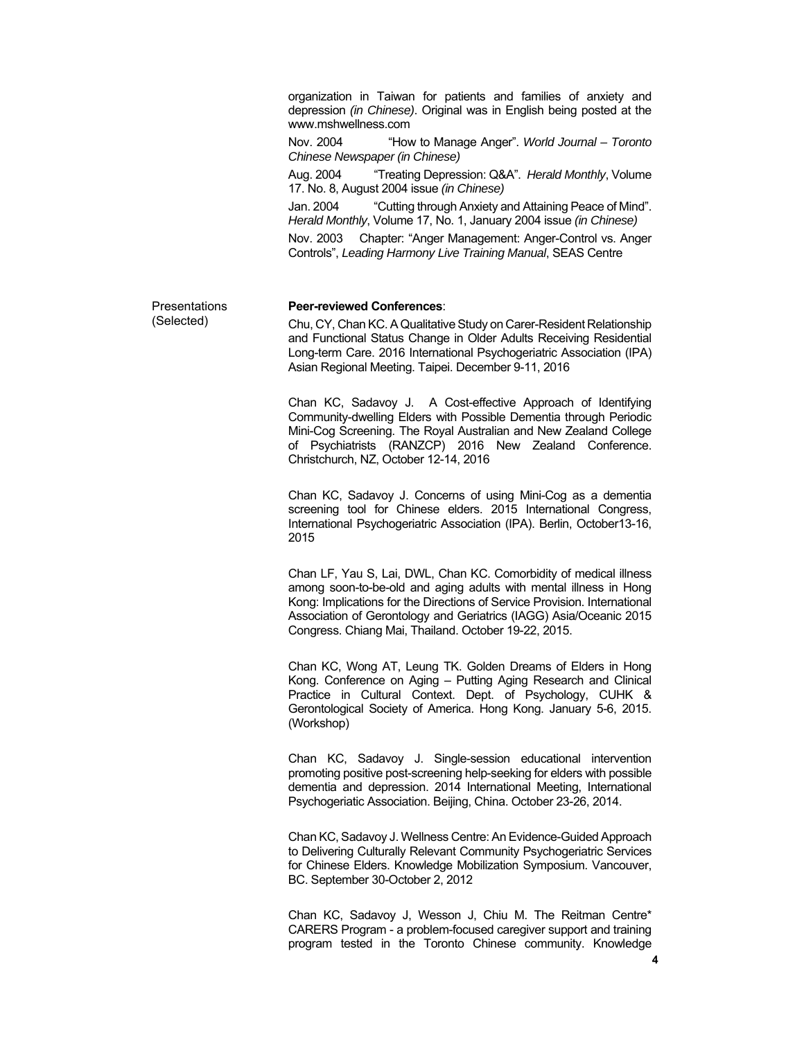organization in Taiwan for patients and families of anxiety and depression *(in Chinese)*. Original was in English being posted at the www.mshwellness.com

Nov. 2004 "How to Manage Anger". *World Journal – Toronto Chinese Newspaper (in Chinese)*

Aug. 2004 "Treating Depression: Q&A". *Herald Monthly*, Volume 17. No. 8, August 2004 issue *(in Chinese)*

Jan. 2004 "Cutting through Anxiety and Attaining Peace of Mind". *Herald Monthly*, Volume 17, No. 1, January 2004 issue *(in Chinese)*

Nov. 2003 Chapter: "Anger Management: Anger-Control vs. Anger Controls", *Leading Harmony Live Training Manual*, SEAS Centre

Presentations (Selected)

**Peer-reviewed Conferences**:

Chu, CY, Chan KC. A Qualitative Study on Carer-Resident Relationship and Functional Status Change in Older Adults Receiving Residential Long-term Care. 2016 International Psychogeriatric Association (IPA) Asian Regional Meeting. Taipei. December 9-11, 2016

Chan KC, Sadavoy J. A Cost-effective Approach of Identifying Community-dwelling Elders with Possible Dementia through Periodic Mini-Cog Screening. The Royal Australian and New Zealand College of Psychiatrists (RANZCP) 2016 New Zealand Conference. Christchurch, NZ, October 12-14, 2016

Chan KC, Sadavoy J. Concerns of using Mini-Cog as a dementia screening tool for Chinese elders. 2015 International Congress, International Psychogeriatric Association (IPA). Berlin, October13-16, 2015

Chan LF, Yau S, Lai, DWL, Chan KC. Comorbidity of medical illness among soon-to-be-old and aging adults with mental illness in Hong Kong: Implications for the Directions of Service Provision. International Association of Gerontology and Geriatrics (IAGG) Asia/Oceanic 2015 Congress. Chiang Mai, Thailand. October 19-22, 2015.

Chan KC, Wong AT, Leung TK. Golden Dreams of Elders in Hong Kong. Conference on Aging – Putting Aging Research and Clinical Practice in Cultural Context. Dept. of Psychology, CUHK & Gerontological Society of America. Hong Kong. January 5-6, 2015. (Workshop)

Chan KC, Sadavoy J. Single-session educational intervention promoting positive post-screening help-seeking for elders with possible dementia and depression. 2014 International Meeting, International Psychogeriatic Association. Beijing, China. October 23-26, 2014.

Chan KC, Sadavoy J. Wellness Centre: An Evidence-Guided Approach to Delivering Culturally Relevant Community Psychogeriatric Services for Chinese Elders. Knowledge Mobilization Symposium. Vancouver, BC. September 30-October 2, 2012

Chan KC, Sadavoy J, Wesson J, Chiu M. The Reitman Centre* CARERS Program - a problem-focused caregiver support and training program tested in the Toronto Chinese community. Knowledge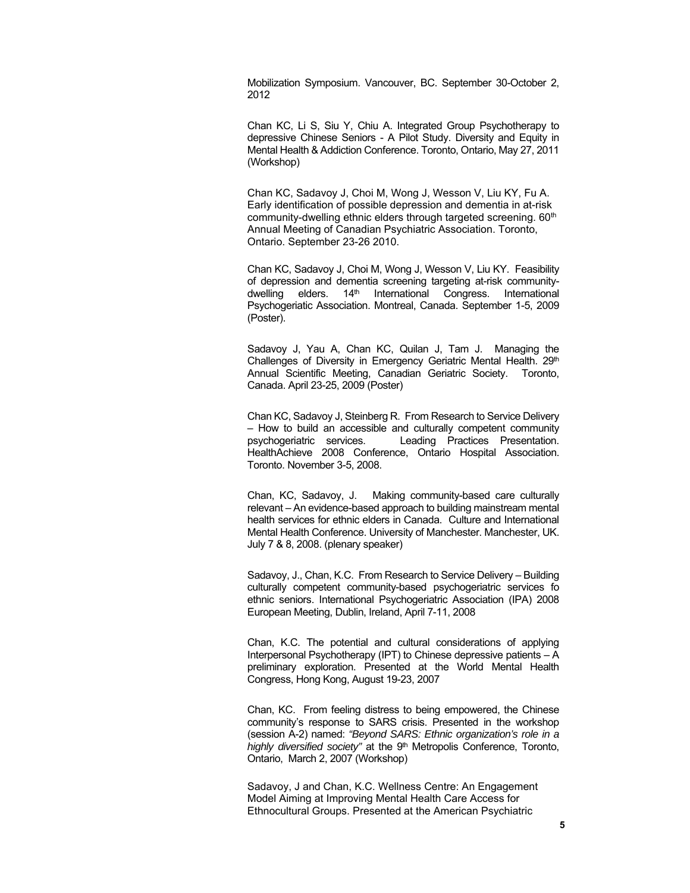Mobilization Symposium. Vancouver, BC. September 30-October 2, 2012

Chan KC, Li S, Siu Y, Chiu A. Integrated Group Psychotherapy to depressive Chinese Seniors - A Pilot Study. Diversity and Equity in Mental Health & Addiction Conference. Toronto, Ontario, May 27, 2011 (Workshop)

Chan KC, Sadavoy J, Choi M, Wong J, Wesson V, Liu KY, Fu A. Early identification of possible depression and dementia in at-risk community-dwelling ethnic elders through targeted screening. 60th Annual Meeting of Canadian Psychiatric Association. Toronto, Ontario. September 23-26 2010.

Chan KC, Sadavoy J, Choi M, Wong J, Wesson V, Liu KY. Feasibility of depression and dementia screening targeting at-risk community-dwelling elders. 14th International Congress. International Psychogeriatic Association. Montreal, Canada. September 1-5, 2009 (Poster).

Sadavoy J, Yau A, Chan KC, Quilan J, Tam J. Managing the Challenges of Diversity in Emergency Geriatric Mental Health. 29th Annual Scientific Meeting, Canadian Geriatric Society. Toronto, Canada. April 23-25, 2009 (Poster)

Chan KC, Sadavoy J, Steinberg R. From Research to Service Delivery – How to build an accessible and culturally competent community psychogeriatric services. Leading Practices Presentation. HealthAchieve 2008 Conference, Ontario Hospital Association. Toronto. November 3-5, 2008.

Chan, KC, Sadavoy, J. Making community-based care culturally relevant – An evidence-based approach to building mainstream mental health services for ethnic elders in Canada. Culture and International Mental Health Conference. University of Manchester. Manchester, UK. July 7 & 8, 2008. (plenary speaker)

Sadavoy, J., Chan, K.C. From Research to Service Delivery – Building culturally competent community-based psychogeriatric services fo ethnic seniors. International Psychogeriatric Association (IPA) 2008 European Meeting, Dublin, Ireland, April 7-11, 2008

Chan, K.C. The potential and cultural considerations of applying Interpersonal Psychotherapy (IPT) to Chinese depressive patients – A preliminary exploration. Presented at the World Mental Health Congress, Hong Kong, August 19-23, 2007

Chan, KC. From feeling distress to being empowered, the Chinese community's response to SARS crisis. Presented in the workshop (session A-2) named: *"Beyond SARS: Ethnic organization's role in a highly diversified society"* at the 9th Metropolis Conference, Toronto, Ontario, March 2, 2007 (Workshop)

Sadavoy, J and Chan, K.C. Wellness Centre: An Engagement Model Aiming at Improving Mental Health Care Access for Ethnocultural Groups. Presented at the American Psychiatric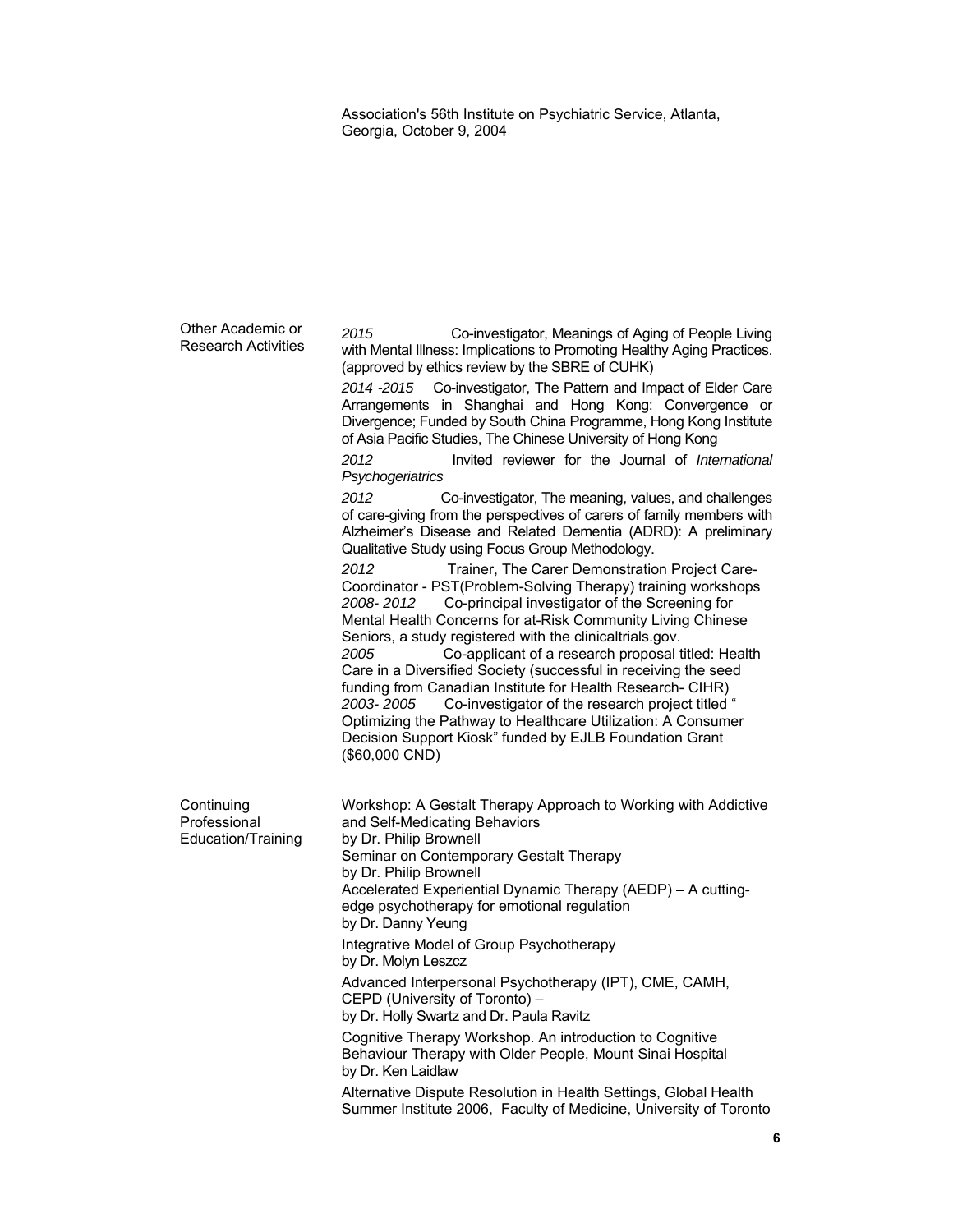Association's 56th Institute on Psychiatric Service, Atlanta, Georgia, October 9, 2004

## Other Academic or Research Activities

*2015* Co-investigator, Meanings of Aging of People Living with Mental Illness: Implications to Promoting Healthy Aging Practices. (approved by ethics review by the SBRE of CUHK)

*2014 -2015* Co-investigator, The Pattern and Impact of Elder Care Arrangements in Shanghai and Hong Kong: Convergence or Divergence; Funded by South China Programme, Hong Kong Institute of Asia Pacific Studies, The Chinese University of Hong Kong

*2012* Invited reviewer for the Journal of *International Psychogeriatrics*

*2012* Co-investigator, The meaning, values, and challenges of care-giving from the perspectives of carers of family members with Alzheimer's Disease and Related Dementia (ADRD): A preliminary Qualitative Study using Focus Group Methodology.

*2012* Trainer, The Carer Demonstration Project Care-Coordinator - PST(Problem-Solving Therapy) training workshops

*2008- 2012* Co-principal investigator of the Screening for Mental Health Concerns for at-Risk Community Living Chinese Seniors, a study registered with the clinicaltrials.gov.

*2005* Co-applicant of a research proposal titled: Health Care in a Diversified Society (successful in receiving the seed funding from Canadian Institute for Health Research- CIHR)

*2003- 2005* Co-investigator of the research project titled " Optimizing the Pathway to Healthcare Utilization: A Consumer Decision Support Kiosk" funded by EJLB Foundation Grant ($60,000 CND)

## Continuing Professional Education/Training

Workshop: A Gestalt Therapy Approach to Working with Addictive and Self-Medicating Behaviors
by Dr. Philip Brownell

Seminar on Contemporary Gestalt Therapy
by Dr. Philip Brownell

Accelerated Experiential Dynamic Therapy (AEDP) – A cutting-edge psychotherapy for emotional regulation
by Dr. Danny Yeung

Integrative Model of Group Psychotherapy
by Dr. Molyn Leszcz

Advanced Interpersonal Psychotherapy (IPT), CME, CAMH, CEPD (University of Toronto) –
by Dr. Holly Swartz and Dr. Paula Ravitz

Cognitive Therapy Workshop. An introduction to Cognitive Behaviour Therapy with Older People, Mount Sinai Hospital
by Dr. Ken Laidlaw

Alternative Dispute Resolution in Health Settings, Global Health Summer Institute 2006, Faculty of Medicine, University of Toronto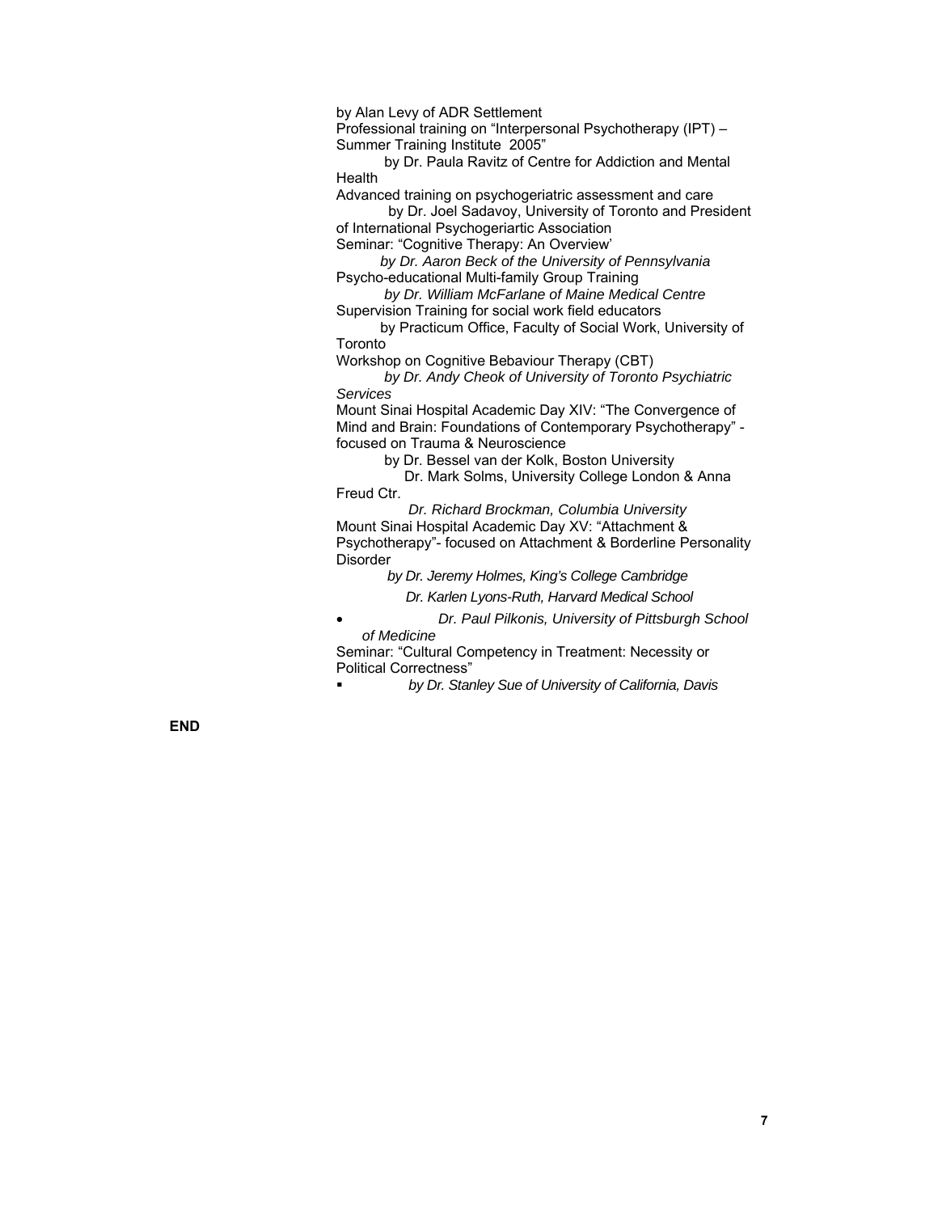by Alan Levy of ADR Settlement

Professional training on "Interpersonal Psychotherapy (IPT) – Summer Training Institute 2005"

by Dr. Paula Ravitz of Centre for Addiction and Mental Health

Advanced training on psychogeriatric assessment and care

by Dr. Joel Sadavoy, University of Toronto and President of International Psychogeriartic Association

Seminar: "Cognitive Therapy: An Overview'

*by Dr. Aaron Beck of the University of Pennsylvania*

Psycho-educational Multi-family Group Training

*by Dr. William McFarlane of Maine Medical Centre*

Supervision Training for social work field educators

by Practicum Office, Faculty of Social Work, University of Toronto

Workshop on Cognitive Bebaviour Therapy (CBT)

*by Dr. Andy Cheok of University of Toronto Psychiatric Services*

Mount Sinai Hospital Academic Day XIV: "The Convergence of Mind and Brain: Foundations of Contemporary Psychotherapy" - focused on Trauma & Neuroscience

by Dr. Bessel van der Kolk, Boston University

Dr. Mark Solms, University College London & Anna Freud Ctr.

*Dr. Richard Brockman, Columbia University*

Mount Sinai Hospital Academic Day XV: "Attachment & Psychotherapy"- focused on Attachment & Borderline Personality Disorder

*by Dr. Jeremy Holmes, King's College Cambridge*

*Dr. Karlen Lyons-Ruth, Harvard Medical School*

- *Dr. Paul Pilkonis, University of Pittsburgh School of Medicine*

Seminar: "Cultural Competency in Treatment: Necessity or Political Correctness"

- *by Dr. Stanley Sue of University of California, Davis*

**END**